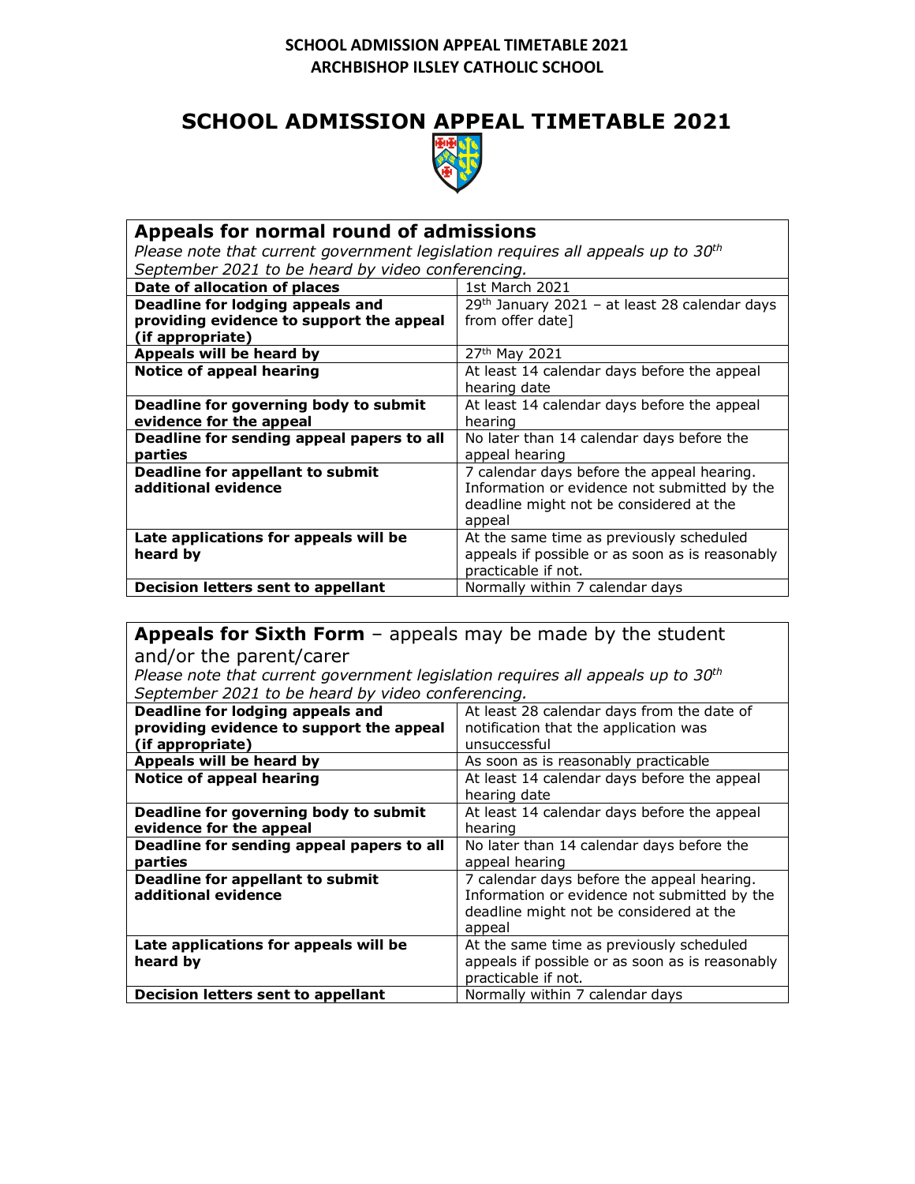# SCHOOL ADMISSION APPEAL TIMETABLE 2021

| **Appeals for normal round of admissions** *Please note that current government legislation requires all appeals up to 30th September 2021 to be heard by video conferencing.* | |
|---|---|
| **Date of allocation of places** | 1st March 2021 |
| **Deadline for lodging appeals and providing evidence to support the appeal (if appropriate)** | 29th January 2021 – at least 28 calendar days from offer date] |
| **Appeals will be heard by** | 27th May 2021 |
| **Notice of appeal hearing** | At least 14 calendar days before the appeal hearing date |
| **Deadline for governing body to submit evidence for the appeal** | At least 14 calendar days before the appeal hearing |
| **Deadline for sending appeal papers to all parties** | No later than 14 calendar days before the appeal hearing |
| **Deadline for appellant to submit additional evidence** | 7 calendar days before the appeal hearing. Information or evidence not submitted by the deadline might not be considered at the appeal |
| **Late applications for appeals will be heard by** | At the same time as previously scheduled appeals if possible or as soon as is reasonably practicable if not. |
| **Decision letters sent to appellant** | Normally within 7 calendar days |

| **Appeals for Sixth Form** – appeals may be made by the student and/or the parent/carer *Please note that current government legislation requires all appeals up to 30th September 2021 to be heard by video conferencing.* | |
|---|---|
| **Deadline for lodging appeals and providing evidence to support the appeal (if appropriate)** | At least 28 calendar days from the date of notification that the application was unsuccessful |
| **Appeals will be heard by** | As soon as is reasonably practicable |
| **Notice of appeal hearing** | At least 14 calendar days before the appeal hearing date |
| **Deadline for governing body to submit evidence for the appeal** | At least 14 calendar days before the appeal hearing |
| **Deadline for sending appeal papers to all parties** | No later than 14 calendar days before the appeal hearing |
| **Deadline for appellant to submit additional evidence** | 7 calendar days before the appeal hearing. Information or evidence not submitted by the deadline might not be considered at the appeal |
| **Late applications for appeals will be heard by** | At the same time as previously scheduled appeals if possible or as soon as is reasonably practicable if not. |
| **Decision letters sent to appellant** | Normally within 7 calendar days |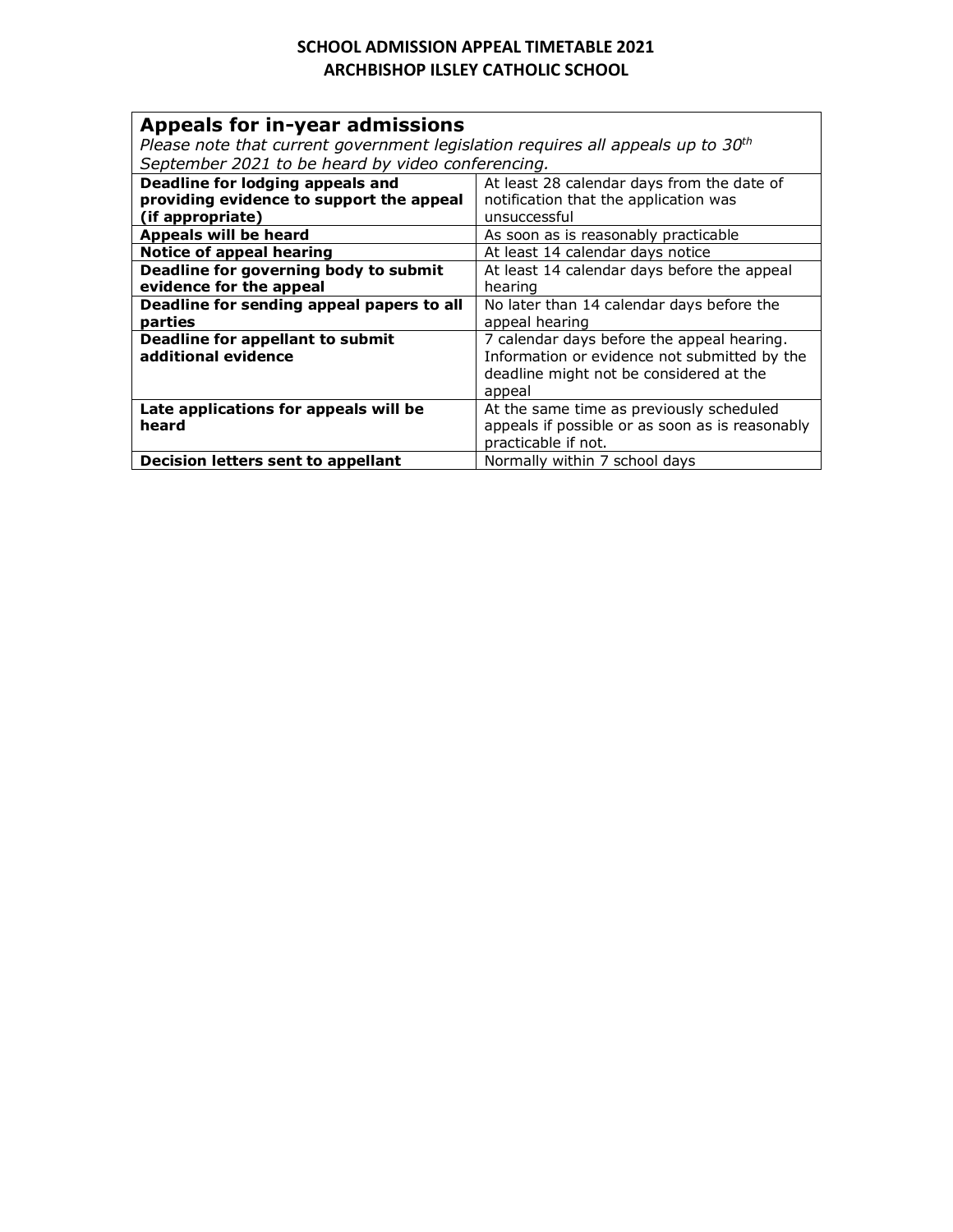**SCHOOL ADMISSION APPEAL TIMETABLE 2021**
**ARCHBISHOP ILSLEY CATHOLIC SCHOOL**

## Appeals for in-year admissions

*Please note that current government legislation requires all appeals up to 30th September 2021 to be heard by video conferencing.*

| | |
|---|---|
| **Deadline for lodging appeals and providing evidence to support the appeal (if appropriate)** | At least 28 calendar days from the date of notification that the application was unsuccessful |
| **Appeals will be heard** | As soon as is reasonably practicable |
| **Notice of appeal hearing** | At least 14 calendar days notice |
| **Deadline for governing body to submit evidence for the appeal** | At least 14 calendar days before the appeal hearing |
| **Deadline for sending appeal papers to all parties** | No later than 14 calendar days before the appeal hearing |
| **Deadline for appellant to submit additional evidence** | 7 calendar days before the appeal hearing. Information or evidence not submitted by the deadline might not be considered at the appeal |
| **Late applications for appeals will be heard** | At the same time as previously scheduled appeals if possible or as soon as is reasonably practicable if not. |
| **Decision letters sent to appellant** | Normally within 7 school days |